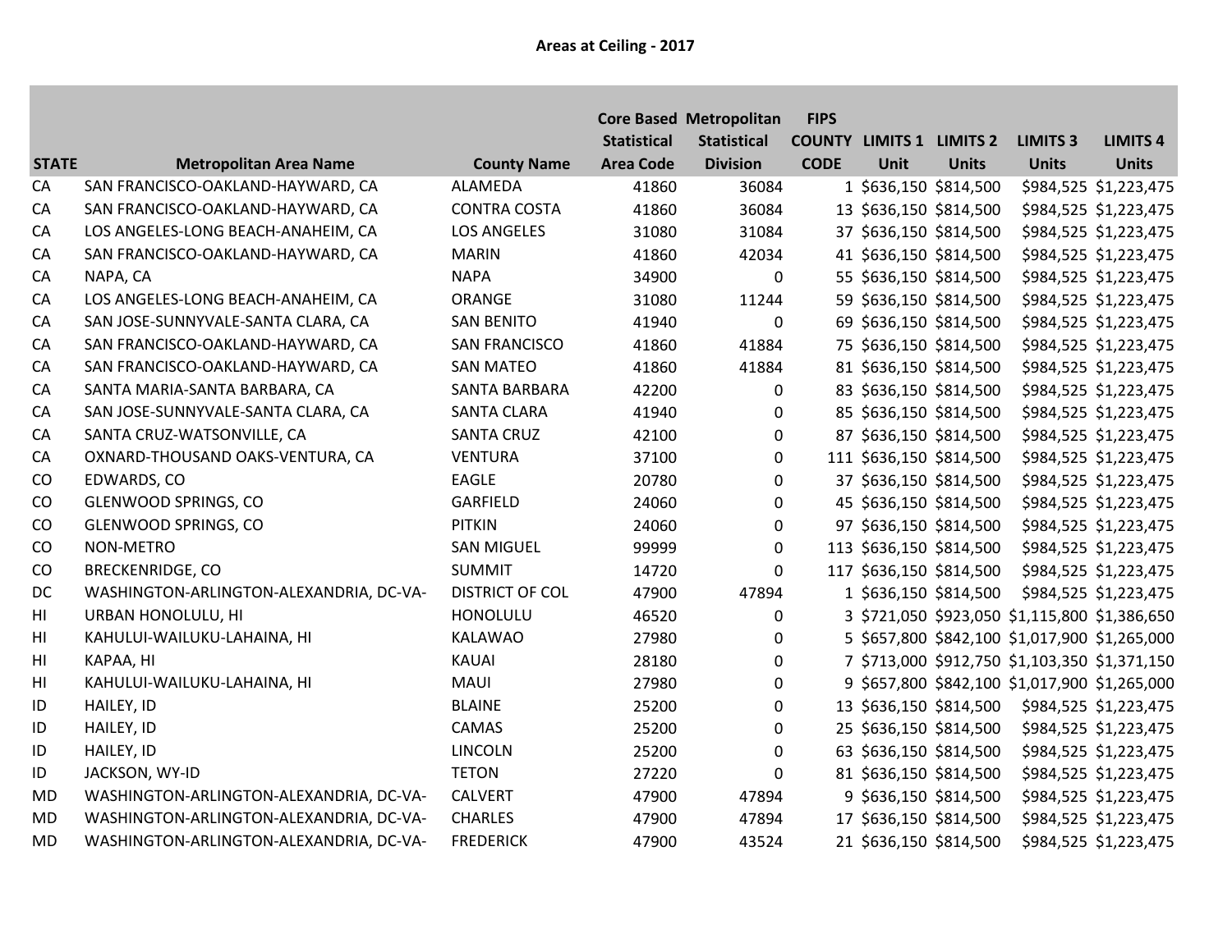# Areas at Ceiling - 2017

| STATE | Metropolitan Area Name | County Name | Core Based Statistical Area Code | Metropolitan Statistical Division | FIPS COUNTY CODE | LIMITS 1 Unit | LIMITS 2 Units | LIMITS 3 Units | LIMITS 4 Units |
|---|---|---|---|---|---|---|---|---|---|
| CA | SAN FRANCISCO-OAKLAND-HAYWARD, CA | ALAMEDA | 41860 | 36084 | 1 | $636,150 | $814,500 | $984,525 | $1,223,475 |
| CA | SAN FRANCISCO-OAKLAND-HAYWARD, CA | CONTRA COSTA | 41860 | 36084 | 13 | $636,150 | $814,500 | $984,525 | $1,223,475 |
| CA | LOS ANGELES-LONG BEACH-ANAHEIM, CA | LOS ANGELES | 31080 | 31084 | 37 | $636,150 | $814,500 | $984,525 | $1,223,475 |
| CA | SAN FRANCISCO-OAKLAND-HAYWARD, CA | MARIN | 41860 | 42034 | 41 | $636,150 | $814,500 | $984,525 | $1,223,475 |
| CA | NAPA, CA | NAPA | 34900 | 0 | 55 | $636,150 | $814,500 | $984,525 | $1,223,475 |
| CA | LOS ANGELES-LONG BEACH-ANAHEIM, CA | ORANGE | 31080 | 11244 | 59 | $636,150 | $814,500 | $984,525 | $1,223,475 |
| CA | SAN JOSE-SUNNYVALE-SANTA CLARA, CA | SAN BENITO | 41940 | 0 | 69 | $636,150 | $814,500 | $984,525 | $1,223,475 |
| CA | SAN FRANCISCO-OAKLAND-HAYWARD, CA | SAN FRANCISCO | 41860 | 41884 | 75 | $636,150 | $814,500 | $984,525 | $1,223,475 |
| CA | SAN FRANCISCO-OAKLAND-HAYWARD, CA | SAN MATEO | 41860 | 41884 | 81 | $636,150 | $814,500 | $984,525 | $1,223,475 |
| CA | SANTA MARIA-SANTA BARBARA, CA | SANTA BARBARA | 42200 | 0 | 83 | $636,150 | $814,500 | $984,525 | $1,223,475 |
| CA | SAN JOSE-SUNNYVALE-SANTA CLARA, CA | SANTA CLARA | 41940 | 0 | 85 | $636,150 | $814,500 | $984,525 | $1,223,475 |
| CA | SANTA CRUZ-WATSONVILLE, CA | SANTA CRUZ | 42100 | 0 | 87 | $636,150 | $814,500 | $984,525 | $1,223,475 |
| CA | OXNARD-THOUSAND OAKS-VENTURA, CA | VENTURA | 37100 | 0 | 111 | $636,150 | $814,500 | $984,525 | $1,223,475 |
| CO | EDWARDS, CO | EAGLE | 20780 | 0 | 37 | $636,150 | $814,500 | $984,525 | $1,223,475 |
| CO | GLENWOOD SPRINGS, CO | GARFIELD | 24060 | 0 | 45 | $636,150 | $814,500 | $984,525 | $1,223,475 |
| CO | GLENWOOD SPRINGS, CO | PITKIN | 24060 | 0 | 97 | $636,150 | $814,500 | $984,525 | $1,223,475 |
| CO | NON-METRO | SAN MIGUEL | 99999 | 0 | 113 | $636,150 | $814,500 | $984,525 | $1,223,475 |
| CO | BRECKENRIDGE, CO | SUMMIT | 14720 | 0 | 117 | $636,150 | $814,500 | $984,525 | $1,223,475 |
| DC | WASHINGTON-ARLINGTON-ALEXANDRIA, DC-VA- | DISTRICT OF COL | 47900 | 47894 | 1 | $636,150 | $814,500 | $984,525 | $1,223,475 |
| HI | URBAN HONOLULU, HI | HONOLULU | 46520 | 0 | 3 | $721,050 | $923,050 | $1,115,800 | $1,386,650 |
| HI | KAHULUI-WAILUKU-LAHAINA, HI | KALAWAO | 27980 | 0 | 5 | $657,800 | $842,100 | $1,017,900 | $1,265,000 |
| HI | KAPAA, HI | KAUAI | 28180 | 0 | 7 | $713,000 | $912,750 | $1,103,350 | $1,371,150 |
| HI | KAHULUI-WAILUKU-LAHAINA, HI | MAUI | 27980 | 0 | 9 | $657,800 | $842,100 | $1,017,900 | $1,265,000 |
| ID | HAILEY, ID | BLAINE | 25200 | 0 | 13 | $636,150 | $814,500 | $984,525 | $1,223,475 |
| ID | HAILEY, ID | CAMAS | 25200 | 0 | 25 | $636,150 | $814,500 | $984,525 | $1,223,475 |
| ID | HAILEY, ID | LINCOLN | 25200 | 0 | 63 | $636,150 | $814,500 | $984,525 | $1,223,475 |
| ID | JACKSON, WY-ID | TETON | 27220 | 0 | 81 | $636,150 | $814,500 | $984,525 | $1,223,475 |
| MD | WASHINGTON-ARLINGTON-ALEXANDRIA, DC-VA- | CALVERT | 47900 | 47894 | 9 | $636,150 | $814,500 | $984,525 | $1,223,475 |
| MD | WASHINGTON-ARLINGTON-ALEXANDRIA, DC-VA- | CHARLES | 47900 | 47894 | 17 | $636,150 | $814,500 | $984,525 | $1,223,475 |
| MD | WASHINGTON-ARLINGTON-ALEXANDRIA, DC-VA- | FREDERICK | 47900 | 43524 | 21 | $636,150 | $814,500 | $984,525 | $1,223,475 |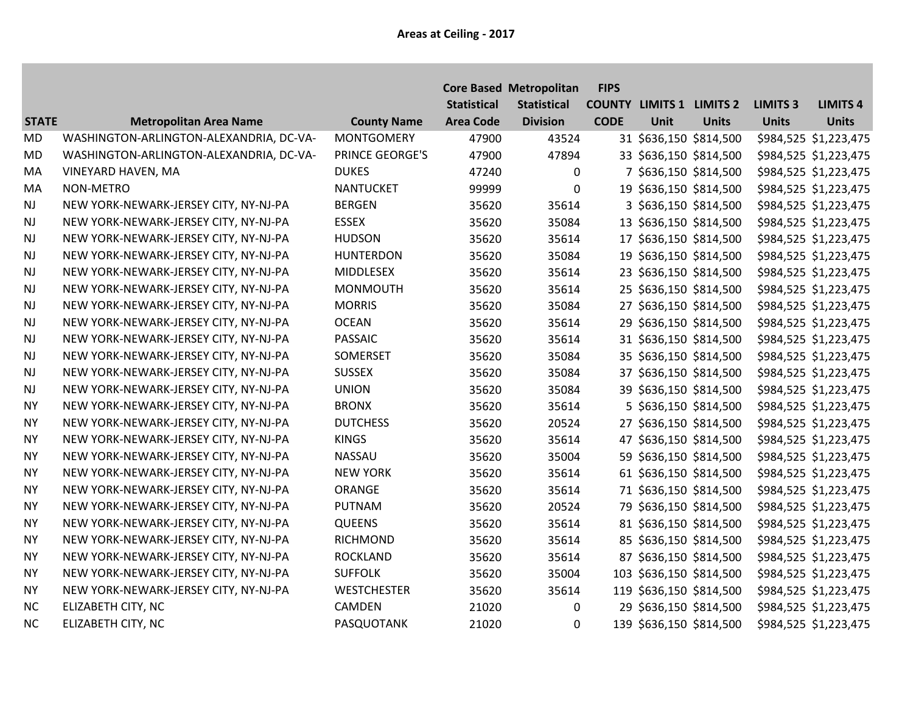**Areas at Ceiling - 2017**

| STATE | Metropolitan Area Name | County Name | Core Based Statistical Area Code | Metropolitan Statistical Division | FIPS COUNTY CODE | LIMITS 1 Unit | LIMITS 2 Units | LIMITS 3 Units | LIMITS 4 Units |
|---|---|---|---|---|---|---|---|---|---|
| MD | WASHINGTON-ARLINGTON-ALEXANDRIA, DC-VA- | MONTGOMERY | 47900 | 43524 | 31 | $636,150 | $814,500 | $984,525 | $1,223,475 |
| MD | WASHINGTON-ARLINGTON-ALEXANDRIA, DC-VA- | PRINCE GEORGE'S | 47900 | 47894 | 33 | $636,150 | $814,500 | $984,525 | $1,223,475 |
| MA | VINEYARD HAVEN, MA | DUKES | 47240 | 0 | 7 | $636,150 | $814,500 | $984,525 | $1,223,475 |
| MA | NON-METRO | NANTUCKET | 99999 | 0 | 19 | $636,150 | $814,500 | $984,525 | $1,223,475 |
| NJ | NEW YORK-NEWARK-JERSEY CITY, NY-NJ-PA | BERGEN | 35620 | 35614 | 3 | $636,150 | $814,500 | $984,525 | $1,223,475 |
| NJ | NEW YORK-NEWARK-JERSEY CITY, NY-NJ-PA | ESSEX | 35620 | 35084 | 13 | $636,150 | $814,500 | $984,525 | $1,223,475 |
| NJ | NEW YORK-NEWARK-JERSEY CITY, NY-NJ-PA | HUDSON | 35620 | 35614 | 17 | $636,150 | $814,500 | $984,525 | $1,223,475 |
| NJ | NEW YORK-NEWARK-JERSEY CITY, NY-NJ-PA | HUNTERDON | 35620 | 35084 | 19 | $636,150 | $814,500 | $984,525 | $1,223,475 |
| NJ | NEW YORK-NEWARK-JERSEY CITY, NY-NJ-PA | MIDDLESEX | 35620 | 35614 | 23 | $636,150 | $814,500 | $984,525 | $1,223,475 |
| NJ | NEW YORK-NEWARK-JERSEY CITY, NY-NJ-PA | MONMOUTH | 35620 | 35614 | 25 | $636,150 | $814,500 | $984,525 | $1,223,475 |
| NJ | NEW YORK-NEWARK-JERSEY CITY, NY-NJ-PA | MORRIS | 35620 | 35084 | 27 | $636,150 | $814,500 | $984,525 | $1,223,475 |
| NJ | NEW YORK-NEWARK-JERSEY CITY, NY-NJ-PA | OCEAN | 35620 | 35614 | 29 | $636,150 | $814,500 | $984,525 | $1,223,475 |
| NJ | NEW YORK-NEWARK-JERSEY CITY, NY-NJ-PA | PASSAIC | 35620 | 35614 | 31 | $636,150 | $814,500 | $984,525 | $1,223,475 |
| NJ | NEW YORK-NEWARK-JERSEY CITY, NY-NJ-PA | SOMERSET | 35620 | 35084 | 35 | $636,150 | $814,500 | $984,525 | $1,223,475 |
| NJ | NEW YORK-NEWARK-JERSEY CITY, NY-NJ-PA | SUSSEX | 35620 | 35084 | 37 | $636,150 | $814,500 | $984,525 | $1,223,475 |
| NJ | NEW YORK-NEWARK-JERSEY CITY, NY-NJ-PA | UNION | 35620 | 35084 | 39 | $636,150 | $814,500 | $984,525 | $1,223,475 |
| NY | NEW YORK-NEWARK-JERSEY CITY, NY-NJ-PA | BRONX | 35620 | 35614 | 5 | $636,150 | $814,500 | $984,525 | $1,223,475 |
| NY | NEW YORK-NEWARK-JERSEY CITY, NY-NJ-PA | DUTCHESS | 35620 | 20524 | 27 | $636,150 | $814,500 | $984,525 | $1,223,475 |
| NY | NEW YORK-NEWARK-JERSEY CITY, NY-NJ-PA | KINGS | 35620 | 35614 | 47 | $636,150 | $814,500 | $984,525 | $1,223,475 |
| NY | NEW YORK-NEWARK-JERSEY CITY, NY-NJ-PA | NASSAU | 35620 | 35004 | 59 | $636,150 | $814,500 | $984,525 | $1,223,475 |
| NY | NEW YORK-NEWARK-JERSEY CITY, NY-NJ-PA | NEW YORK | 35620 | 35614 | 61 | $636,150 | $814,500 | $984,525 | $1,223,475 |
| NY | NEW YORK-NEWARK-JERSEY CITY, NY-NJ-PA | ORANGE | 35620 | 35614 | 71 | $636,150 | $814,500 | $984,525 | $1,223,475 |
| NY | NEW YORK-NEWARK-JERSEY CITY, NY-NJ-PA | PUTNAM | 35620 | 20524 | 79 | $636,150 | $814,500 | $984,525 | $1,223,475 |
| NY | NEW YORK-NEWARK-JERSEY CITY, NY-NJ-PA | QUEENS | 35620 | 35614 | 81 | $636,150 | $814,500 | $984,525 | $1,223,475 |
| NY | NEW YORK-NEWARK-JERSEY CITY, NY-NJ-PA | RICHMOND | 35620 | 35614 | 85 | $636,150 | $814,500 | $984,525 | $1,223,475 |
| NY | NEW YORK-NEWARK-JERSEY CITY, NY-NJ-PA | ROCKLAND | 35620 | 35614 | 87 | $636,150 | $814,500 | $984,525 | $1,223,475 |
| NY | NEW YORK-NEWARK-JERSEY CITY, NY-NJ-PA | SUFFOLK | 35620 | 35004 | 103 | $636,150 | $814,500 | $984,525 | $1,223,475 |
| NY | NEW YORK-NEWARK-JERSEY CITY, NY-NJ-PA | WESTCHESTER | 35620 | 35614 | 119 | $636,150 | $814,500 | $984,525 | $1,223,475 |
| NC | ELIZABETH CITY, NC | CAMDEN | 21020 | 0 | 29 | $636,150 | $814,500 | $984,525 | $1,223,475 |
| NC | ELIZABETH CITY, NC | PASQUOTANK | 21020 | 0 | 139 | $636,150 | $814,500 | $984,525 | $1,223,475 |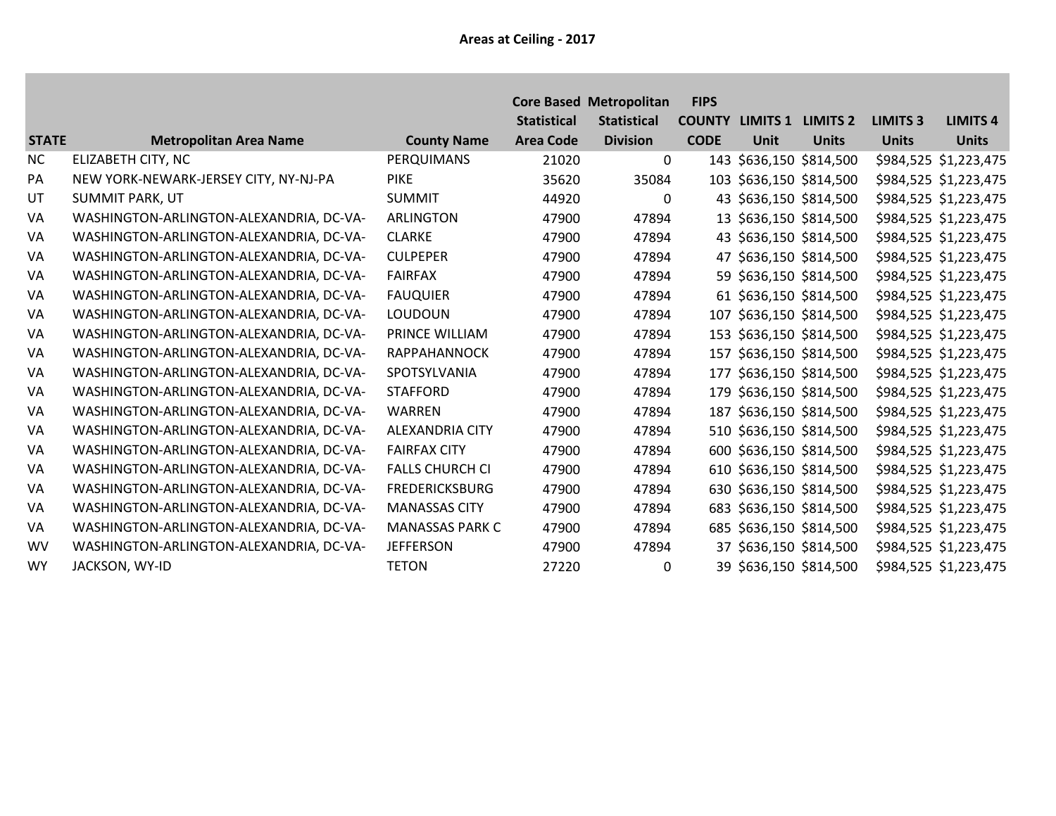**Areas at Ceiling - 2017**

| STATE | Metropolitan Area Name | County Name | Core Based Statistical Area Code | Metropolitan Statistical Division | FIPS COUNTY CODE | LIMITS 1 Unit | LIMITS 2 Units | LIMITS 3 Units | LIMITS 4 Units |
|---|---|---|---|---|---|---|---|---|---|
| NC | ELIZABETH CITY, NC | PERQUIMANS | 21020 | 0 | 143 | $636,150 | $814,500 | $984,525 | $1,223,475 |
| PA | NEW YORK-NEWARK-JERSEY CITY, NY-NJ-PA | PIKE | 35620 | 35084 | 103 | $636,150 | $814,500 | $984,525 | $1,223,475 |
| UT | SUMMIT PARK, UT | SUMMIT | 44920 | 0 | 43 | $636,150 | $814,500 | $984,525 | $1,223,475 |
| VA | WASHINGTON-ARLINGTON-ALEXANDRIA, DC-VA- | ARLINGTON | 47900 | 47894 | 13 | $636,150 | $814,500 | $984,525 | $1,223,475 |
| VA | WASHINGTON-ARLINGTON-ALEXANDRIA, DC-VA- | CLARKE | 47900 | 47894 | 43 | $636,150 | $814,500 | $984,525 | $1,223,475 |
| VA | WASHINGTON-ARLINGTON-ALEXANDRIA, DC-VA- | CULPEPER | 47900 | 47894 | 47 | $636,150 | $814,500 | $984,525 | $1,223,475 |
| VA | WASHINGTON-ARLINGTON-ALEXANDRIA, DC-VA- | FAIRFAX | 47900 | 47894 | 59 | $636,150 | $814,500 | $984,525 | $1,223,475 |
| VA | WASHINGTON-ARLINGTON-ALEXANDRIA, DC-VA- | FAUQUIER | 47900 | 47894 | 61 | $636,150 | $814,500 | $984,525 | $1,223,475 |
| VA | WASHINGTON-ARLINGTON-ALEXANDRIA, DC-VA- | LOUDOUN | 47900 | 47894 | 107 | $636,150 | $814,500 | $984,525 | $1,223,475 |
| VA | WASHINGTON-ARLINGTON-ALEXANDRIA, DC-VA- | PRINCE WILLIAM | 47900 | 47894 | 153 | $636,150 | $814,500 | $984,525 | $1,223,475 |
| VA | WASHINGTON-ARLINGTON-ALEXANDRIA, DC-VA- | RAPPAHANNOCK | 47900 | 47894 | 157 | $636,150 | $814,500 | $984,525 | $1,223,475 |
| VA | WASHINGTON-ARLINGTON-ALEXANDRIA, DC-VA- | SPOTSYLVANIA | 47900 | 47894 | 177 | $636,150 | $814,500 | $984,525 | $1,223,475 |
| VA | WASHINGTON-ARLINGTON-ALEXANDRIA, DC-VA- | STAFFORD | 47900 | 47894 | 179 | $636,150 | $814,500 | $984,525 | $1,223,475 |
| VA | WASHINGTON-ARLINGTON-ALEXANDRIA, DC-VA- | WARREN | 47900 | 47894 | 187 | $636,150 | $814,500 | $984,525 | $1,223,475 |
| VA | WASHINGTON-ARLINGTON-ALEXANDRIA, DC-VA- | ALEXANDRIA CITY | 47900 | 47894 | 510 | $636,150 | $814,500 | $984,525 | $1,223,475 |
| VA | WASHINGTON-ARLINGTON-ALEXANDRIA, DC-VA- | FAIRFAX CITY | 47900 | 47894 | 600 | $636,150 | $814,500 | $984,525 | $1,223,475 |
| VA | WASHINGTON-ARLINGTON-ALEXANDRIA, DC-VA- | FALLS CHURCH CI | 47900 | 47894 | 610 | $636,150 | $814,500 | $984,525 | $1,223,475 |
| VA | WASHINGTON-ARLINGTON-ALEXANDRIA, DC-VA- | FREDERICKSBURG | 47900 | 47894 | 630 | $636,150 | $814,500 | $984,525 | $1,223,475 |
| VA | WASHINGTON-ARLINGTON-ALEXANDRIA, DC-VA- | MANASSAS CITY | 47900 | 47894 | 683 | $636,150 | $814,500 | $984,525 | $1,223,475 |
| VA | WASHINGTON-ARLINGTON-ALEXANDRIA, DC-VA- | MANASSAS PARK C | 47900 | 47894 | 685 | $636,150 | $814,500 | $984,525 | $1,223,475 |
| WV | WASHINGTON-ARLINGTON-ALEXANDRIA, DC-VA- | JEFFERSON | 47900 | 47894 | 37 | $636,150 | $814,500 | $984,525 | $1,223,475 |
| WY | JACKSON, WY-ID | TETON | 27220 | 0 | 39 | $636,150 | $814,500 | $984,525 | $1,223,475 |